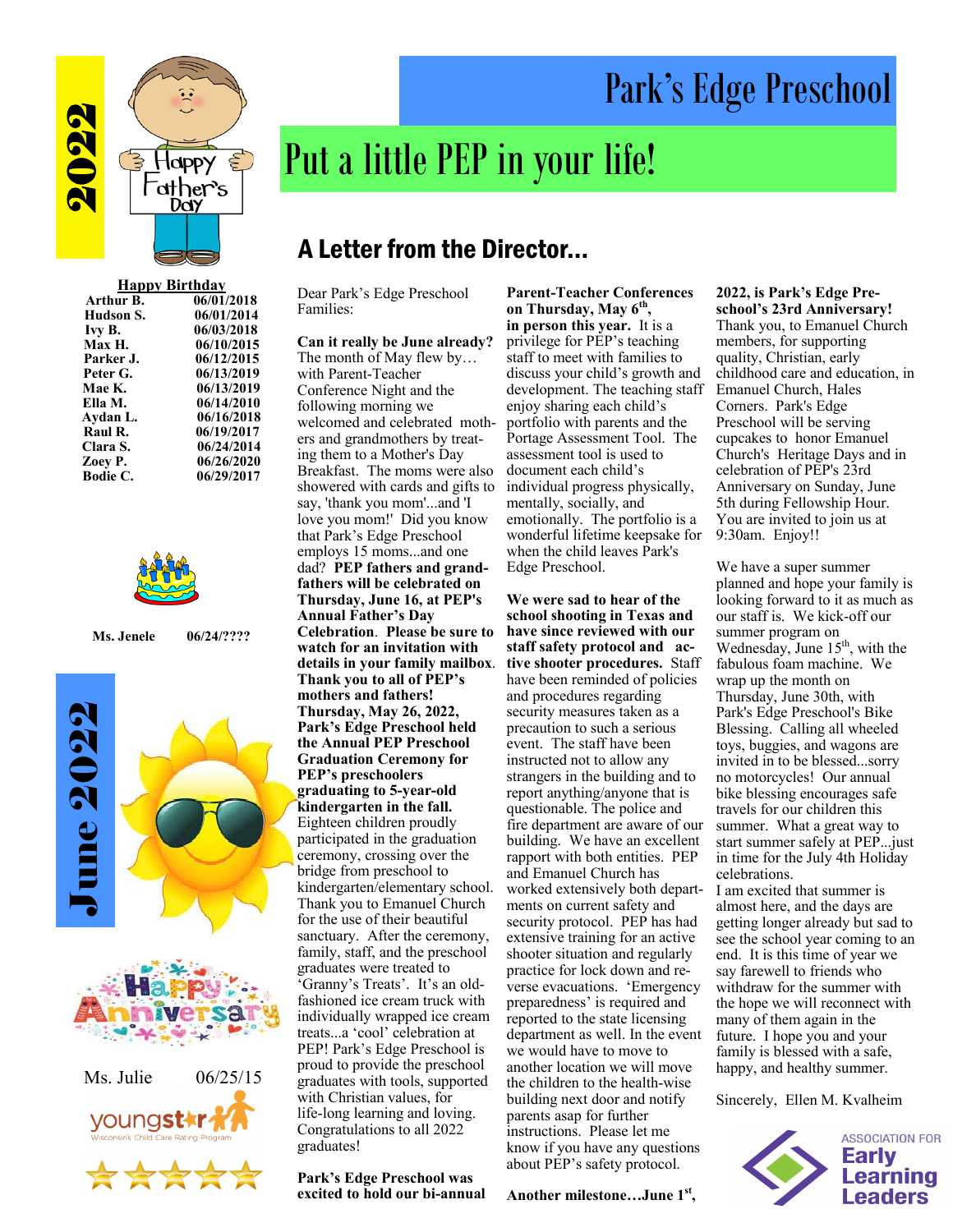# Park's Edge Preschool

## Put a little PEP in your life!

**2022**

Happy Father's Day

**Happy Birthday**

| Name | Date |
|---|---|
| Arthur B. | 06/01/2018 |
| Hudson S. | 06/01/2014 |
| Ivy B. | 06/03/2018 |
| Max H. | 06/10/2015 |
| Parker J. | 06/12/2015 |
| Peter G. | 06/13/2019 |
| Mae K. | 06/13/2019 |
| Ella M. | 06/14/2010 |
| Aydan L. | 06/16/2018 |
| Raul R. | 06/19/2017 |
| Clara S. | 06/24/2014 |
| Zoey P. | 06/26/2020 |
| Bodie C. | 06/29/2017 |

**Ms. Jenele 06/24/????**

**June 2022**

Happy Anniversary

Ms. Julie 06/25/15

youngstar — Wisconsin's Child Care Rating Program

## A Letter from the Director...

Dear Park's Edge Preschool Families:

**Can it really be June already?** The month of May flew by… with Parent-Teacher Conference Night and the following morning we welcomed and celebrated mothers and grandmothers by treating them to a Mother's Day Breakfast. The moms were also showered with cards and gifts to say, 'thank you mom'...and 'I love you mom!' Did you know that Park's Edge Preschool employs 15 moms...and one dad? **PEP fathers and grandfathers will be celebrated on Thursday, June 16, at PEP's Annual Father's Day Celebration**. **Please be sure to watch for an invitation with details in your family mailbox**. **Thank you to all of PEP's mothers and fathers!**

**Thursday, May 26, 2022, Park's Edge Preschool held the Annual PEP Preschool Graduation Ceremony for PEP's preschoolers graduating to 5-year-old kindergarten in the fall.** Eighteen children proudly participated in the graduation ceremony, crossing over the bridge from preschool to kindergarten/elementary school. Thank you to Emanuel Church for the use of their beautiful sanctuary. After the ceremony, family, staff, and the preschool graduates were treated to 'Granny's Treats'. It's an old-fashioned ice cream truck with individually wrapped ice cream treats...a 'cool' celebration at PEP! Park's Edge Preschool is proud to provide the preschool graduates with tools, supported with Christian values, for life-long learning and loving. Congratulations to all 2022 graduates!

**Park's Edge Preschool was excited to hold our bi-annual Parent-Teacher Conferences on Thursday, May 6th, in person this year.** It is a privilege for PEP's teaching staff to meet with families to discuss your child's growth and development. The teaching staff enjoy sharing each child's portfolio with parents and the Portage Assessment Tool. The assessment tool is used to document each child's individual progress physically, mentally, socially, and emotionally. The portfolio is a wonderful lifetime keepsake for when the child leaves Park's Edge Preschool.

**We were sad to hear of the school shooting in Texas and have since reviewed with our staff safety protocol and active shooter procedures.** Staff have been reminded of policies and procedures regarding security measures taken as a precaution to such a serious event. The staff have been instructed not to allow any strangers in the building and to report anything/anyone that is questionable. The police and fire department are aware of our building. We have an excellent rapport with both entities. PEP and Emanuel Church has worked extensively both departments on current safety and security protocol. PEP has had extensive training for an active shooter situation and regularly practice for lock down and reverse evacuations. 'Emergency preparedness' is required and reported to the state licensing department as well. In the event we would have to move to another location we will move the children to the health-wise building next door and notify parents asap for further instructions. Please let me know if you have any questions about PEP's safety protocol.

**Another milestone…June 1st, 2022, is Park's Edge Preschool's 23rd Anniversary!** Thank you, to Emanuel Church members, for supporting quality, Christian, early childhood care and education, in Emanuel Church, Hales Corners. Park's Edge Preschool will be serving cupcakes to honor Emanuel Church's Heritage Days and in celebration of PEP's 23rd Anniversary on Sunday, June 5th during Fellowship Hour. You are invited to join us at 9:30am. Enjoy!!

We have a super summer planned and hope your family is looking forward to it as much as our staff is. We kick-off our summer program on Wednesday, June 15th, with the fabulous foam machine. We wrap up the month on Thursday, June 30th, with Park's Edge Preschool's Bike Blessing. Calling all wheeled toys, buggies, and wagons are invited in to be blessed...sorry no motorcycles! Our annual bike blessing encourages safe travels for our children this summer. What a great way to start summer safely at PEP...just in time for the July 4th Holiday celebrations.

I am excited that summer is almost here, and the days are getting longer already but sad to see the school year coming to an end. It is this time of year we say farewell to friends who withdraw for the summer with the hope we will reconnect with many of them again in the future. I hope you and your family is blessed with a safe, happy, and healthy summer.

Sincerely, Ellen M. Kvalheim

Association for Early Learning Leaders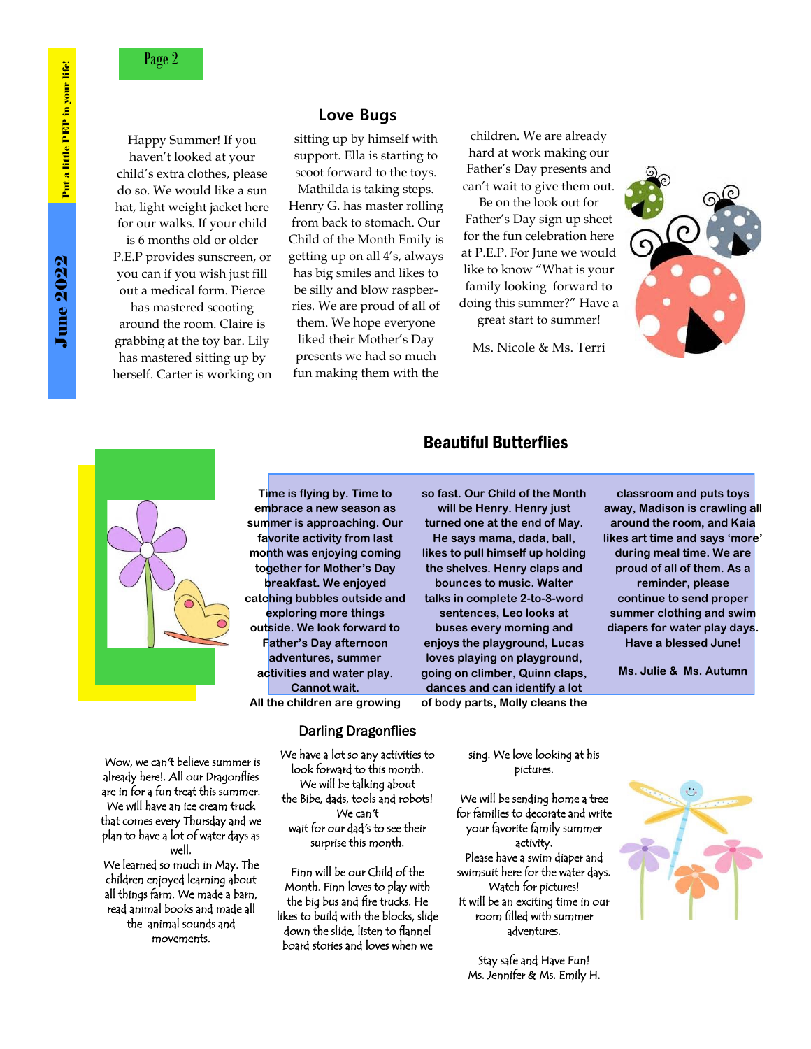## Love Bugs

Happy Summer! If you haven't looked at your child's extra clothes, please do so. We would like a sun hat, light weight jacket here for our walks. If your child is 6 months old or older P.E.P provides sunscreen, or you can if you wish just fill out a medical form. Pierce has mastered scooting around the room. Claire is grabbing at the toy bar. Lily has mastered sitting up by herself. Carter is working on sitting up by himself with support. Ella is starting to scoot forward to the toys. Mathilda is taking steps. Henry G. has master rolling from back to stomach. Our Child of the Month Emily is getting up on all 4's, always has big smiles and likes to be silly and blow raspberries. We are proud of all of them. We hope everyone liked their Mother's Day presents we had so much fun making them with the children. We are already hard at work making our Father's Day presents and can't wait to give them out. Be on the look out for Father's Day sign up sheet for the fun celebration here at P.E.P. For June we would like to know "What is your family looking forward to doing this summer?" Have a great start to summer!

Ms. Nicole & Ms. Terri

## Beautiful Butterflies

**Time is flying by. Time to embrace a new season as summer is approaching. Our favorite activity from last month was enjoying coming together for Mother's Day breakfast. We enjoyed catching bubbles outside and exploring more things outside. We look forward to Father's Day afternoon adventures, summer activities and water play. Cannot wait.**

**All the children are growing so fast. Our Child of the Month will be Henry. Henry just turned one at the end of May. He says mama, dada, ball, likes to pull himself up holding the shelves. Henry claps and bounces to music. Walter talks in complete 2-to-3-word sentences, Leo looks at buses every morning and enjoys the playground, Lucas loves playing on playground, going on climber, Quinn claps, dances and can identify a lot of body parts, Molly cleans the classroom and puts toys away, Madison is crawling all around the room, and Kaia likes art time and says 'more' during meal time. We are proud of all of them. As a reminder, please continue to send proper summer clothing and swim diapers for water play days. Have a blessed June!**

**Ms. Julie & Ms. Autumn**

## Darling Dragonflies

Wow, we can't believe summer is already here!. All our Dragonflies are in for a fun treat this summer. We will have an ice cream truck that comes every Thursday and we plan to have a lot of water days as well.

We learned so much in May. The children enjoyed learning about all things farm. We made a barn, read animal books and made all the animal sounds and movements.

We have a lot so any activities to look forward to this month. We will be talking about the Bibe, dads, tools and robots! We can't wait for our dad's to see their surprise this month.

Finn will be our Child of the Month. Finn loves to play with the big bus and fire trucks. He likes to build with the blocks, slide down the slide, listen to flannel board stories and loves when we sing. We love looking at his pictures.

We will be sending home a tree for families to decorate and write your favorite family summer activity.

Please have a swim diaper and swimsuit here for the water days.

Watch for pictures!

It will be an exciting time in our room filled with summer adventures.

Stay safe and Have Fun!

Ms. Jennifer & Ms. Emily H.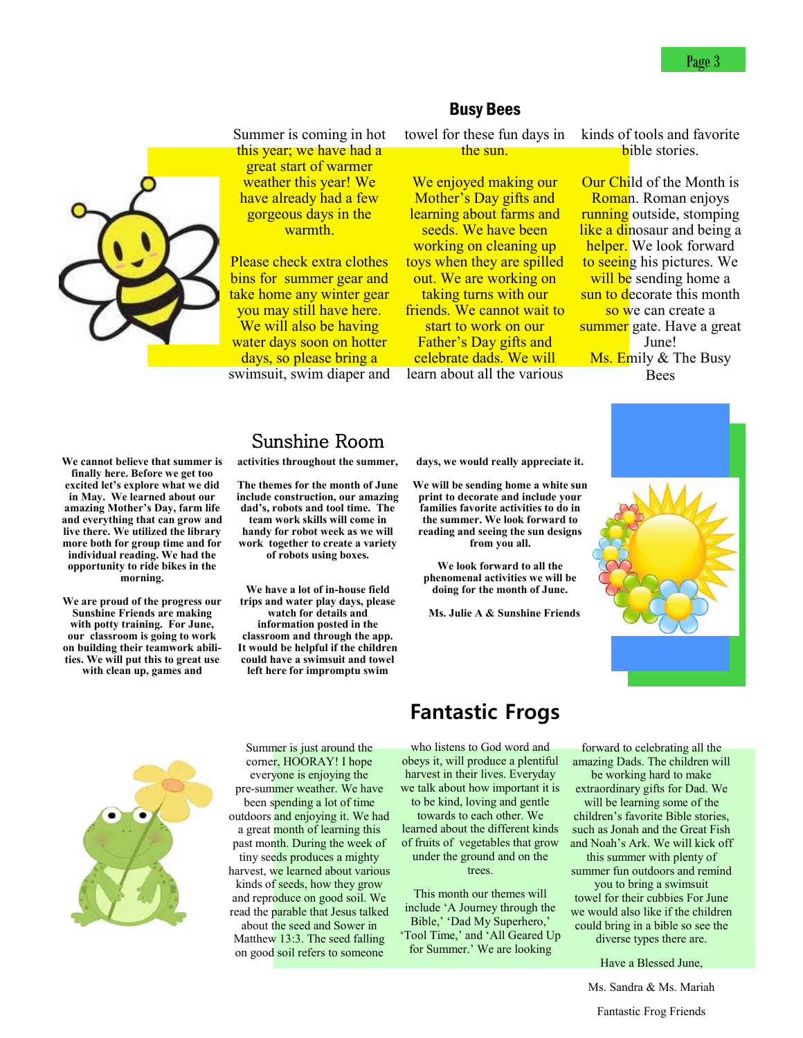## Busy Bees

Summer is coming in hot this year; we have had a great start of warmer weather this year! We have already had a few gorgeous days in the warmth.

Please check extra clothes bins for summer gear and take home any winter gear you may still have here. We will also be having water days soon on hotter days, so please bring a swimsuit, swim diaper and towel for these fun days in the sun.

We enjoyed making our Mother's Day gifts and learning about farms and seeds. We have been working on cleaning up toys when they are spilled out. We are working on taking turns with our friends. We cannot wait to start to work on our Father's Day gifts and celebrate dads. We will learn about all the various kinds of tools and favorite bible stories.

Our Child of the Month is Roman. Roman enjoys running outside, stomping like a dinosaur and being a helper. We look forward to seeing his pictures. We will be sending home a sun to decorate this month so we can create a summer gate. Have a great June!

Ms. Emily & The Busy Bees

## Sunshine Room

**We cannot believe that summer is finally here. Before we get too excited let's explore what we did in May. We learned about our amazing Mother's Day, farm life and everything that can grow and live there. We utilized the library more both for group time and for individual reading. We had the opportunity to ride bikes in the morning.**

**We are proud of the progress our Sunshine Friends are making with potty training. For June, our classroom is going to work on building their teamwork abilities. We will put this to great use with clean up, games and activities throughout the summer,**

**The themes for the month of June include construction, our amazing dad's, robots and tool time. The team work skills will come in handy for robot week as we will work together to create a variety of robots using boxes.**

**We have a lot of in-house field trips and water play days, please watch for details and information posted in the classroom and through the app. It would be helpful if the children could have a swimsuit and towel left here for impromptu swim days, we would really appreciate it.**

**We will be sending home a white sun print to decorate and include your families favorite activities to do in the summer. We look forward to reading and seeing the sun designs from you all.**

**We look forward to all the phenomenal activities we will be doing for the month of June.**

**Ms. Julie A & Sunshine Friends**

## Fantastic Frogs

Summer is just around the corner, HOORAY! I hope everyone is enjoying the pre-summer weather. We have been spending a lot of time outdoors and enjoying it. We had a great month of learning this past month. During the week of tiny seeds produces a mighty harvest, we learned about various kinds of seeds, how they grow and reproduce on good soil. We read the parable that Jesus talked about the seed and Sower in Matthew 13:3. The seed falling on good soil refers to someone who listens to God word and obeys it, will produce a plentiful harvest in their lives. Everyday we talk about how important it is to be kind, loving and gentle towards to each other. We learned about the different kinds of fruits of vegetables that grow under the ground and on the trees.

This month our themes will include 'A Journey through the Bible,' 'Dad My Superhero,' 'Tool Time,' and 'All Geared Up for Summer.' We are looking forward to celebrating all the amazing Dads. The children will be working hard to make extraordinary gifts for Dad. We will be learning some of the children's favorite Bible stories, such as Jonah and the Great Fish and Noah's Ark. We will kick off this summer with plenty of summer fun outdoors and remind you to bring a swimsuit towel for their cubbies For June we would also like if the children could bring in a bible so see the diverse types there are.

Have a Blessed June,

Ms. Sandra & Ms. Mariah

Fantastic Frog Friends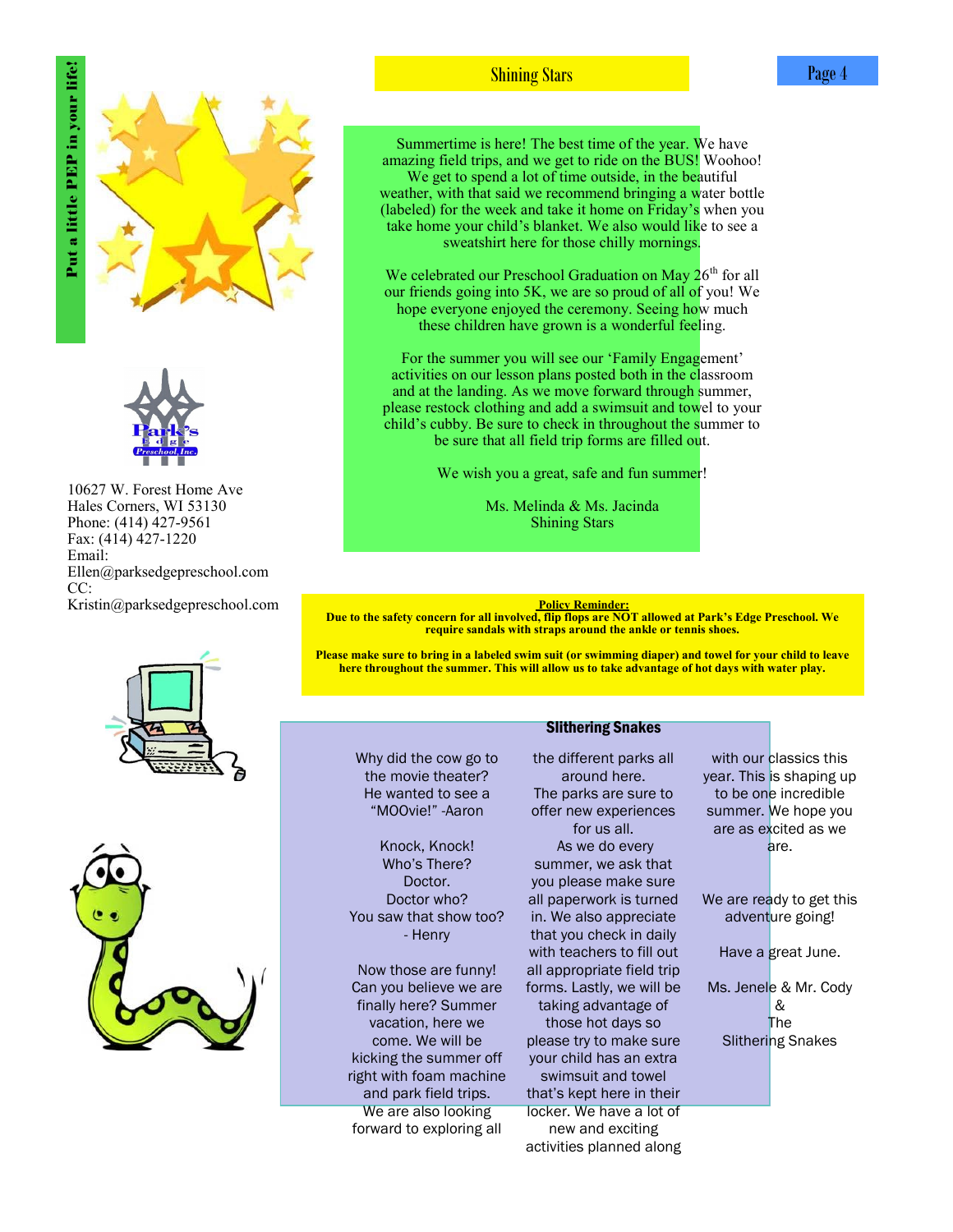Put a little PEP in your life!

10627 W. Forest Home Ave
Hales Corners, WI 53130
Phone: (414) 427-9561
Fax: (414) 427-1220
Email:
Ellen@parksedgepreschool.com
CC:
Kristin@parksedgepreschool.com

## Shining Stars

Summertime is here! The best time of the year. We have amazing field trips, and we get to ride on the BUS! Woohoo! We get to spend a lot of time outside, in the beautiful weather, with that said we recommend bringing a water bottle (labeled) for the week and take it home on Friday's when you take home your child's blanket. We also would like to see a sweatshirt here for those chilly mornings.

We celebrated our Preschool Graduation on May 26th for all our friends going into 5K, we are so proud of all of you! We hope everyone enjoyed the ceremony. Seeing how much these children have grown is a wonderful feeling.

For the summer you will see our 'Family Engagement' activities on our lesson plans posted both in the classroom and at the landing. As we move forward through summer, please restock clothing and add a swimsuit and towel to your child's cubby. Be sure to check in throughout the summer to be sure that all field trip forms are filled out.

We wish you a great, safe and fun summer!

Ms. Melinda & Ms. Jacinda
Shining Stars

**Policy Reminder:**

**Due to the safety concern for all involved, flip flops are NOT allowed at Park's Edge Preschool. We require sandals with straps around the ankle or tennis shoes.**

**Please make sure to bring in a labeled swim suit (or swimming diaper) and towel for your child to leave here throughout the summer. This will allow us to take advantage of hot days with water play.**

## Slithering Snakes

Why did the cow go to the movie theater? He wanted to see a "MOOvie!" -Aaron

Knock, Knock!
Who's There?
Doctor.
Doctor who?
You saw that show too?
- Henry

Now those are funny! Can you believe we are finally here? Summer vacation, here we come. We will be kicking the summer off right with foam machine and park field trips. We are also looking forward to exploring all the different parks all around here. The parks are sure to offer new experiences for us all.

As we do every summer, we ask that you please make sure all paperwork is turned in. We also appreciate that you check in daily with teachers to fill out all appropriate field trip forms. Lastly, we will be taking advantage of those hot days so please try to make sure your child has an extra swimsuit and towel that's kept here in their locker. We have a lot of new and exciting activities planned along with our classics this year. This is shaping up to be one incredible summer. We hope you are as excited as we are.

We are ready to get this adventure going!

Have a great June.

Ms. Jenele & Mr. Cody
&
The
Slithering Snakes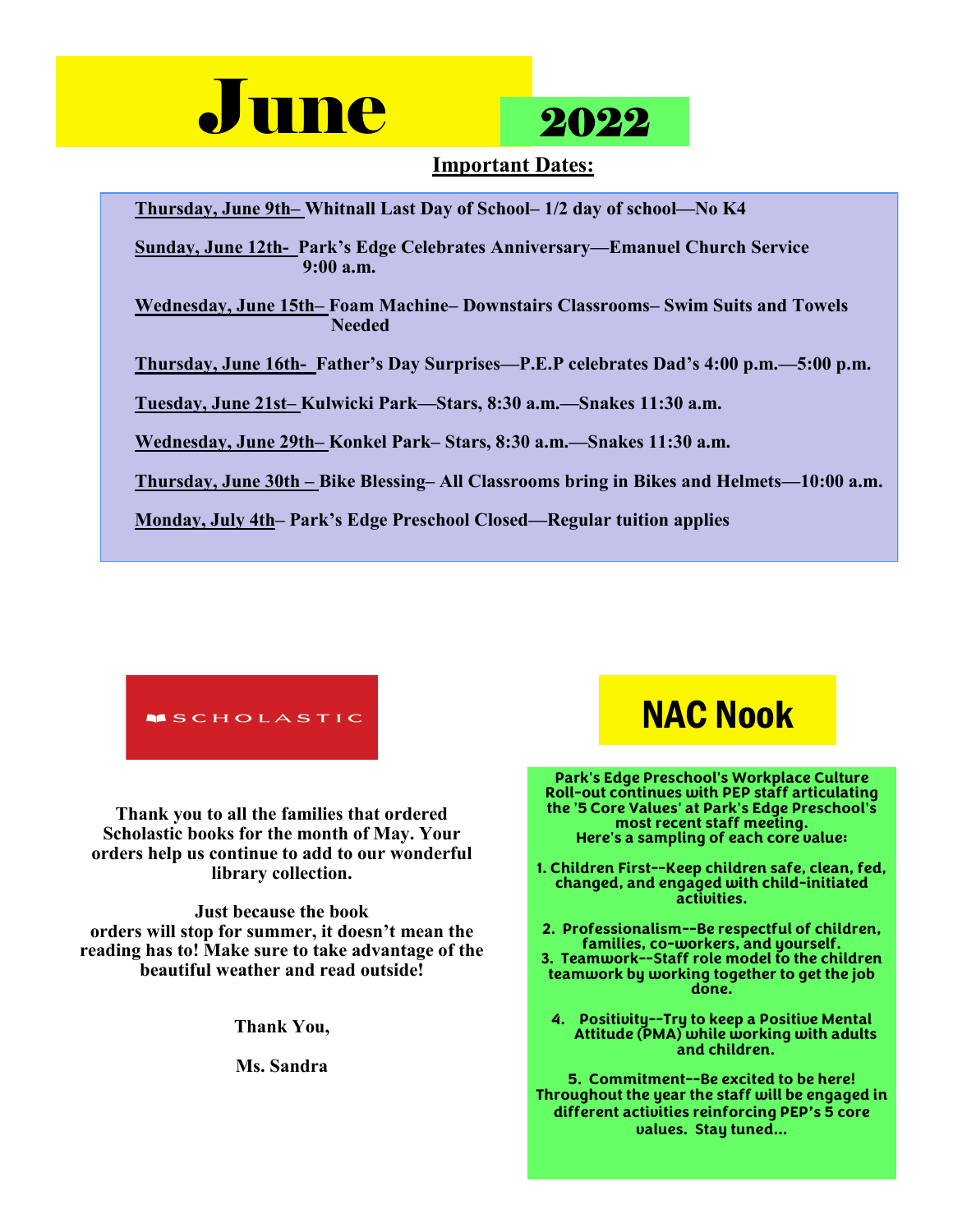# June 2022

## Important Dates:

**Thursday, June 9th–** **Whitnall Last Day of School– 1/2 day of school—No K4**

**Sunday, June 12th-** **Park's Edge Celebrates Anniversary—Emanuel Church Service 9:00 a.m.**

**Wednesday, June 15th–** **Foam Machine– Downstairs Classrooms– Swim Suits and Towels Needed**

**Thursday, June 16th-** **Father's Day Surprises—P.E.P celebrates Dad's 4:00 p.m.—5:00 p.m.**

**Tuesday, June 21st–** **Kulwicki Park—Stars, 8:30 a.m.—Snakes 11:30 a.m.**

**Wednesday, June 29th–** **Konkel Park– Stars, 8:30 a.m.—Snakes 11:30 a.m.**

**Thursday, June 30th –** **Bike Blessing– All Classrooms bring in Bikes and Helmets—10:00 a.m.**

**Monday, July 4th–** **Park's Edge Preschool Closed—Regular tuition applies**

## SCHOLASTIC

**Thank you to all the families that ordered Scholastic books for the month of May. Your orders help us continue to add to our wonderful library collection.**

**Just because the book orders will stop for summer, it doesn't mean the reading has to! Make sure to take advantage of the beautiful weather and read outside!**

**Thank You,**

**Ms. Sandra**

## NAC Nook

**Park's Edge Preschool's Workplace Culture Roll-out continues with PEP staff articulating the '5 Core Values' at Park's Edge Preschool's most recent staff meeting.
Here's a sampling of each core value:**

1. **Children First--Keep children safe, clean, fed, changed, and engaged with child-initiated activities.**
2. **Professionalism--Be respectful of children, families, co-workers, and yourself.**
3. **Teamwork--Staff role model to the children teamwork by working together to get the job done.**
4. **Positivity--Try to keep a Positive Mental Attitude (PMA) while working with adults and children.**
5. **Commitment--Be excited to be here!**

**Throughout the year the staff will be engaged in different activities reinforcing PEP's 5 core values. Stay tuned...**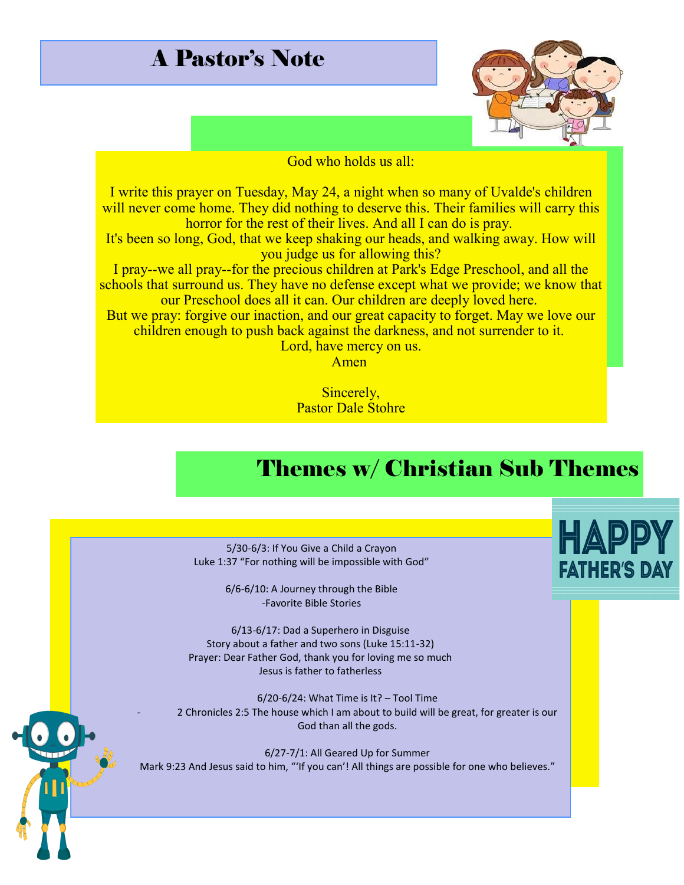# A Pastor's Note

God who holds us all:

I write this prayer on Tuesday, May 24, a night when so many of Uvalde's children will never come home. They did nothing to deserve this. Their families will carry this horror for the rest of their lives. And all I can do is pray.

It's been so long, God, that we keep shaking our heads, and walking away. How will you judge us for allowing this?

I pray--we all pray--for the precious children at Park's Edge Preschool, and all the schools that surround us. They have no defense except what we provide; we know that our Preschool does all it can. Our children are deeply loved here.

But we pray: forgive our inaction, and our great capacity to forget. May we love our children enough to push back against the darkness, and not surrender to it.

Lord, have mercy on us.

Amen

Sincerely,
Pastor Dale Stohre

# Themes w/ Christian Sub Themes

HAPPY FATHER'S DAY

5/30-6/3: If You Give a Child a Crayon
Luke 1:37 "For nothing will be impossible with God"

6/6-6/10: A Journey through the Bible
-Favorite Bible Stories

6/13-6/17: Dad a Superhero in Disguise
Story about a father and two sons (Luke 15:11-32)
Prayer: Dear Father God, thank you for loving me so much
Jesus is father to fatherless

6/20-6/24: What Time is It? – Tool Time
- 2 Chronicles 2:5 The house which I am about to build will be great, for greater is our God than all the gods.

6/27-7/1: All Geared Up for Summer
Mark 9:23 And Jesus said to him, "'If you can'! All things are possible for one who believes."